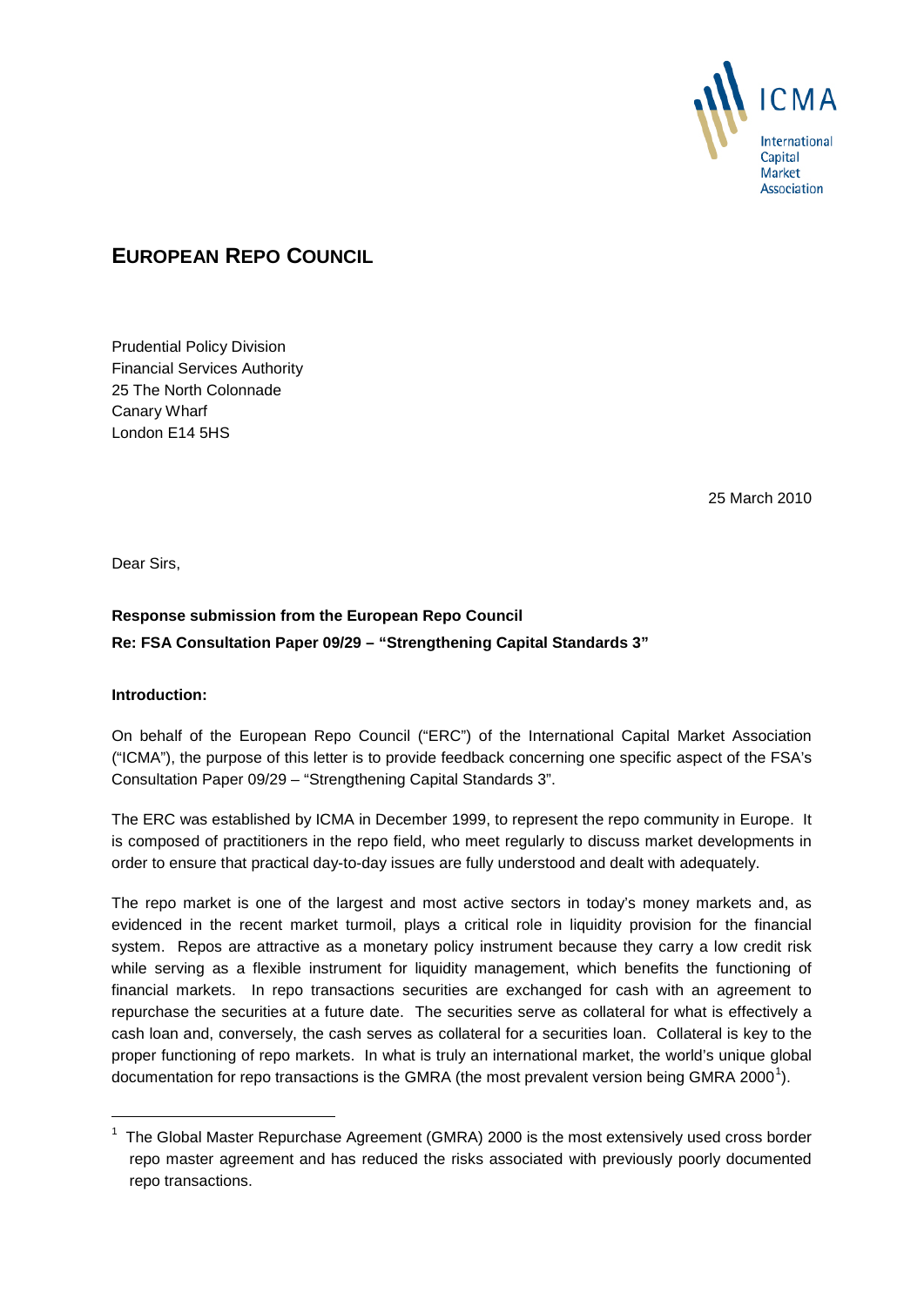ICMA International Capital Market Association

# EUROPEAN REPO COUNCIL

Prudential Policy Division
Financial Services Authority
25 The North Colonnade
Canary Wharf
London E14 5HS

25 March 2010

Dear Sirs,

**Response submission from the European Repo Council**
**Re: FSA Consultation Paper 09/29 – "Strengthening Capital Standards 3"**

**Introduction:**

On behalf of the European Repo Council ("ERC") of the International Capital Market Association ("ICMA"), the purpose of this letter is to provide feedback concerning one specific aspect of the FSA's Consultation Paper 09/29 – "Strengthening Capital Standards 3".

The ERC was established by ICMA in December 1999, to represent the repo community in Europe. It is composed of practitioners in the repo field, who meet regularly to discuss market developments in order to ensure that practical day-to-day issues are fully understood and dealt with adequately.

The repo market is one of the largest and most active sectors in today's money markets and, as evidenced in the recent market turmoil, plays a critical role in liquidity provision for the financial system. Repos are attractive as a monetary policy instrument because they carry a low credit risk while serving as a flexible instrument for liquidity management, which benefits the functioning of financial markets. In repo transactions securities are exchanged for cash with an agreement to repurchase the securities at a future date. The securities serve as collateral for what is effectively a cash loan and, conversely, the cash serves as collateral for a securities loan. Collateral is key to the proper functioning of repo markets. In what is truly an international market, the world's unique global documentation for repo transactions is the GMRA (the most prevalent version being GMRA 2000[1]).

[1] The Global Master Repurchase Agreement (GMRA) 2000 is the most extensively used cross border repo master agreement and has reduced the risks associated with previously poorly documented repo transactions.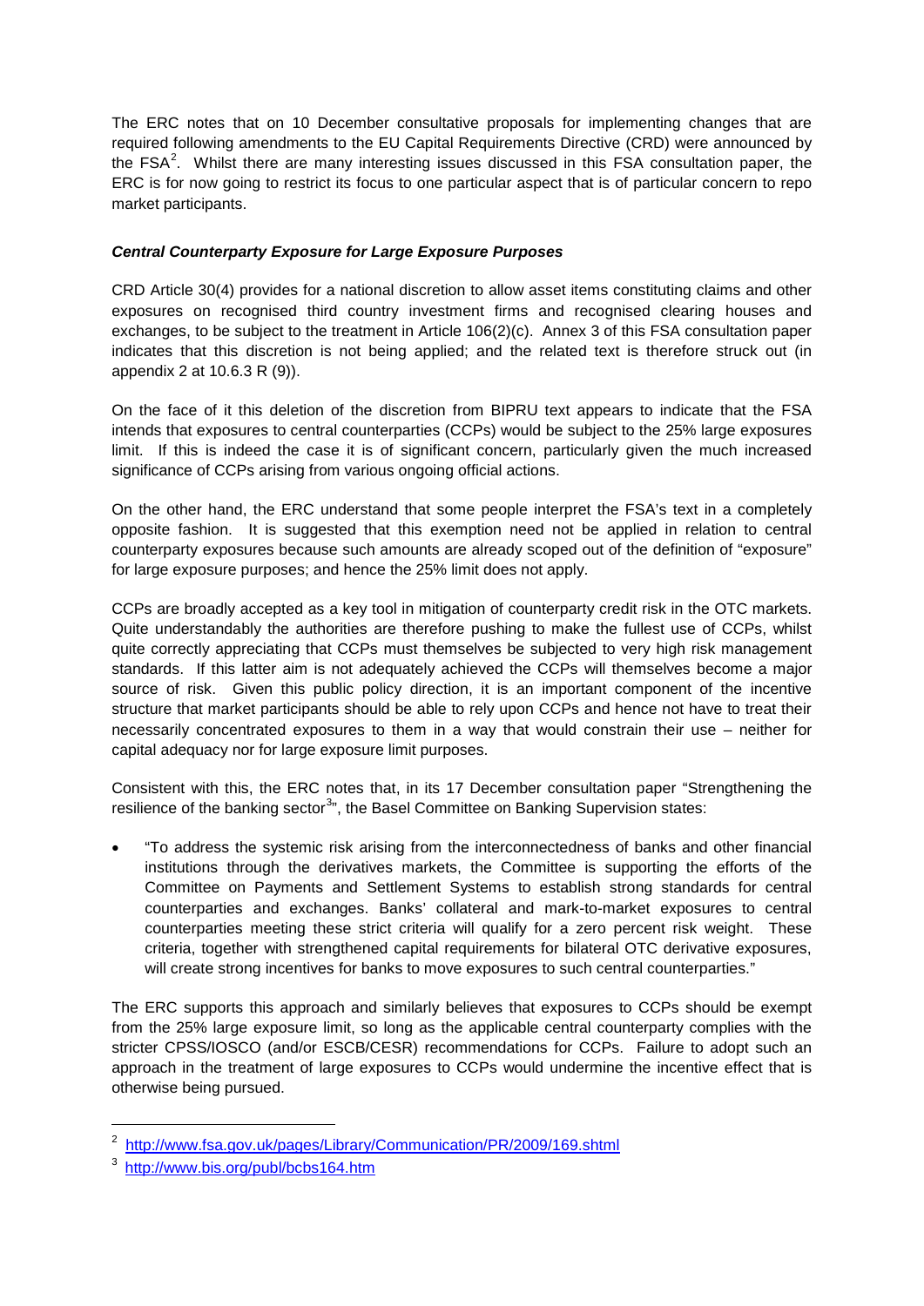The ERC notes that on 10 December consultative proposals for implementing changes that are required following amendments to the EU Capital Requirements Directive (CRD) were announced by the FSA[2]. Whilst there are many interesting issues discussed in this FSA consultation paper, the ERC is for now going to restrict its focus to one particular aspect that is of particular concern to repo market participants.

***Central Counterparty Exposure for Large Exposure Purposes***

CRD Article 30(4) provides for a national discretion to allow asset items constituting claims and other exposures on recognised third country investment firms and recognised clearing houses and exchanges, to be subject to the treatment in Article 106(2)(c). Annex 3 of this FSA consultation paper indicates that this discretion is not being applied; and the related text is therefore struck out (in appendix 2 at 10.6.3 R (9)).

On the face of it this deletion of the discretion from BIPRU text appears to indicate that the FSA intends that exposures to central counterparties (CCPs) would be subject to the 25% large exposures limit. If this is indeed the case it is of significant concern, particularly given the much increased significance of CCPs arising from various ongoing official actions.

On the other hand, the ERC understand that some people interpret the FSA's text in a completely opposite fashion. It is suggested that this exemption need not be applied in relation to central counterparty exposures because such amounts are already scoped out of the definition of "exposure" for large exposure purposes; and hence the 25% limit does not apply.

CCPs are broadly accepted as a key tool in mitigation of counterparty credit risk in the OTC markets. Quite understandably the authorities are therefore pushing to make the fullest use of CCPs, whilst quite correctly appreciating that CCPs must themselves be subjected to very high risk management standards. If this latter aim is not adequately achieved the CCPs will themselves become a major source of risk. Given this public policy direction, it is an important component of the incentive structure that market participants should be able to rely upon CCPs and hence not have to treat their necessarily concentrated exposures to them in a way that would constrain their use – neither for capital adequacy nor for large exposure limit purposes.

Consistent with this, the ERC notes that, in its 17 December consultation paper "Strengthening the resilience of the banking sector[3]", the Basel Committee on Banking Supervision states:

- "To address the systemic risk arising from the interconnectedness of banks and other financial institutions through the derivatives markets, the Committee is supporting the efforts of the Committee on Payments and Settlement Systems to establish strong standards for central counterparties and exchanges. Banks' collateral and mark-to-market exposures to central counterparties meeting these strict criteria will qualify for a zero percent risk weight. These criteria, together with strengthened capital requirements for bilateral OTC derivative exposures, will create strong incentives for banks to move exposures to such central counterparties."

The ERC supports this approach and similarly believes that exposures to CCPs should be exempt from the 25% large exposure limit, so long as the applicable central counterparty complies with the stricter CPSS/IOSCO (and/or ESCB/CESR) recommendations for CCPs. Failure to adopt such an approach in the treatment of large exposures to CCPs would undermine the incentive effect that is otherwise being pursued.

---

[2] http://www.fsa.gov.uk/pages/Library/Communication/PR/2009/169.shtml

[3] http://www.bis.org/publ/bcbs164.htm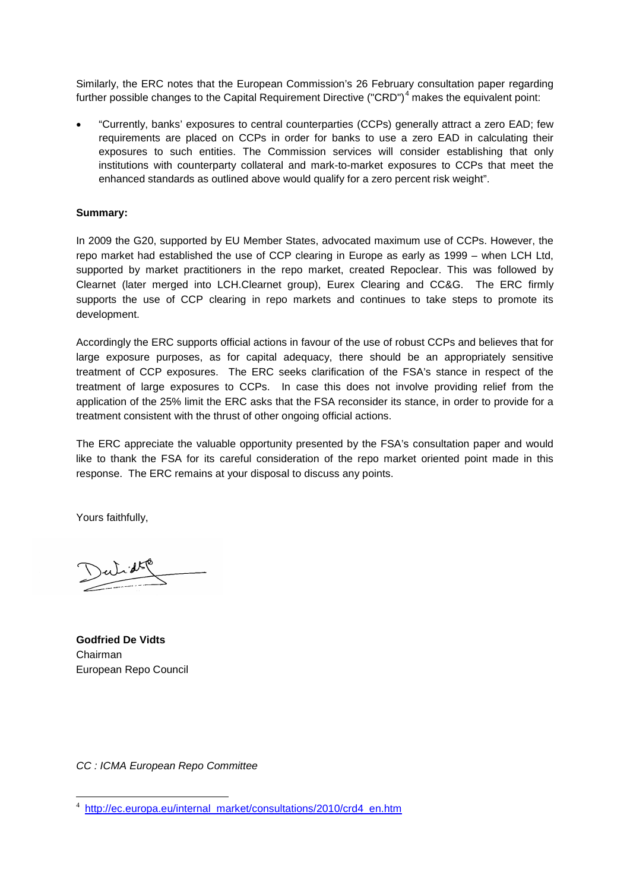Similarly, the ERC notes that the European Commission's 26 February consultation paper regarding further possible changes to the Capital Requirement Directive ("CRD")[4] makes the equivalent point:

- "Currently, banks' exposures to central counterparties (CCPs) generally attract a zero EAD; few requirements are placed on CCPs in order for banks to use a zero EAD in calculating their exposures to such entities. The Commission services will consider establishing that only institutions with counterparty collateral and mark-to-market exposures to CCPs that meet the enhanced standards as outlined above would qualify for a zero percent risk weight".

**Summary:**

In 2009 the G20, supported by EU Member States, advocated maximum use of CCPs. However, the repo market had established the use of CCP clearing in Europe as early as 1999 – when LCH Ltd, supported by market practitioners in the repo market, created Repoclear. This was followed by Clearnet (later merged into LCH.Clearnet group), Eurex Clearing and CC&G. The ERC firmly supports the use of CCP clearing in repo markets and continues to take steps to promote its development.

Accordingly the ERC supports official actions in favour of the use of robust CCPs and believes that for large exposure purposes, as for capital adequacy, there should be an appropriately sensitive treatment of CCP exposures. The ERC seeks clarification of the FSA's stance in respect of the treatment of large exposures to CCPs. In case this does not involve providing relief from the application of the 25% limit the ERC asks that the FSA reconsider its stance, in order to provide for a treatment consistent with the thrust of other ongoing official actions.

The ERC appreciate the valuable opportunity presented by the FSA's consultation paper and would like to thank the FSA for its careful consideration of the repo market oriented point made in this response. The ERC remains at your disposal to discuss any points.

Yours faithfully,

**Godfried De Vidts**
Chairman
European Repo Council

*CC : ICMA European Repo Committee*

[4] http://ec.europa.eu/internal_market/consultations/2010/crd4_en.htm